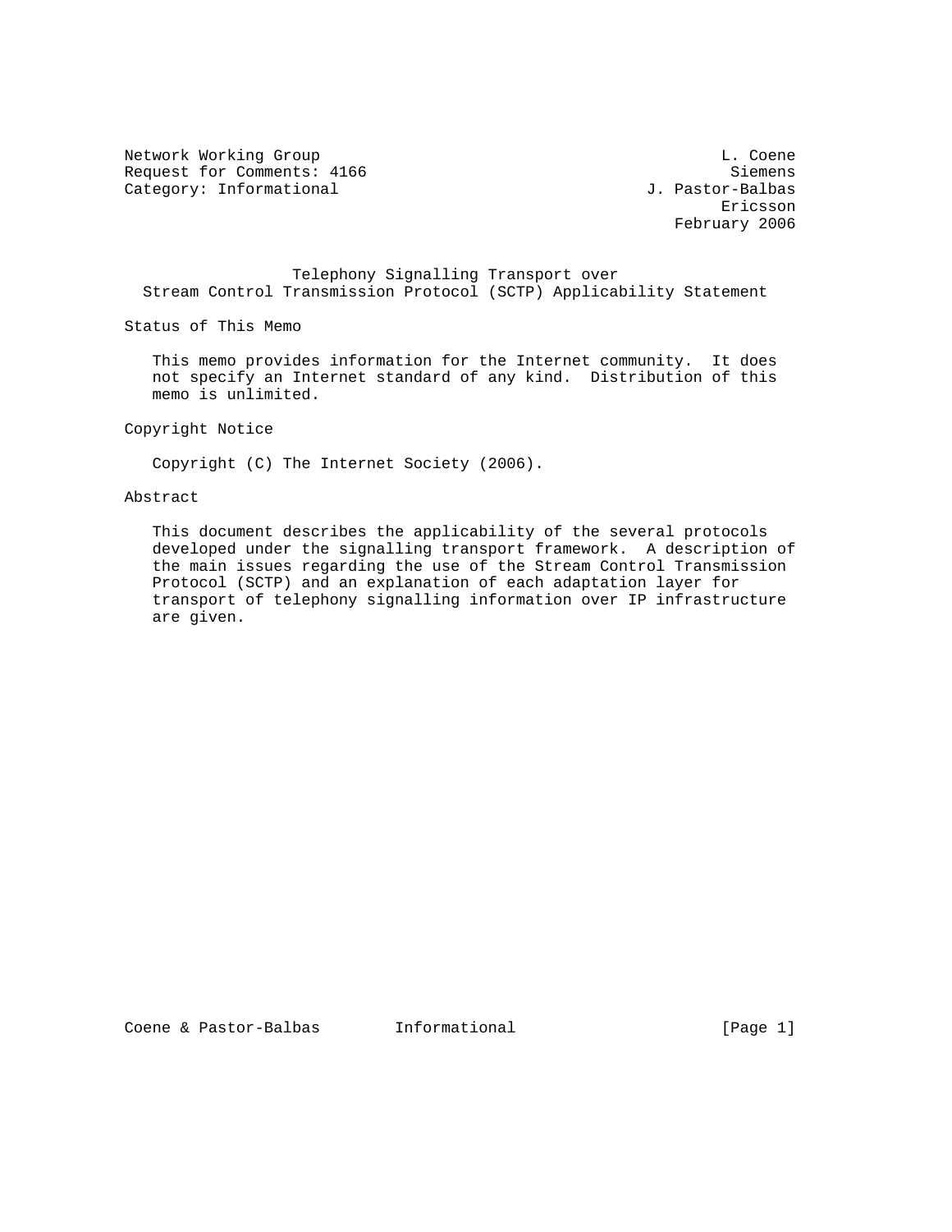Network Working Group L. Coene
Request for Comments: 4166 Siemens
Category: Informational J. Pastor-Balbas
Ericsson
February 2006

# Telephony Signalling Transport over Stream Control Transmission Protocol (SCTP) Applicability Statement

## Status of This Memo

This memo provides information for the Internet community. It does not specify an Internet standard of any kind. Distribution of this memo is unlimited.

## Copyright Notice

Copyright (C) The Internet Society (2006).

## Abstract

This document describes the applicability of the several protocols developed under the signalling transport framework. A description of the main issues regarding the use of the Stream Control Transmission Protocol (SCTP) and an explanation of each adaptation layer for transport of telephony signalling information over IP infrastructure are given.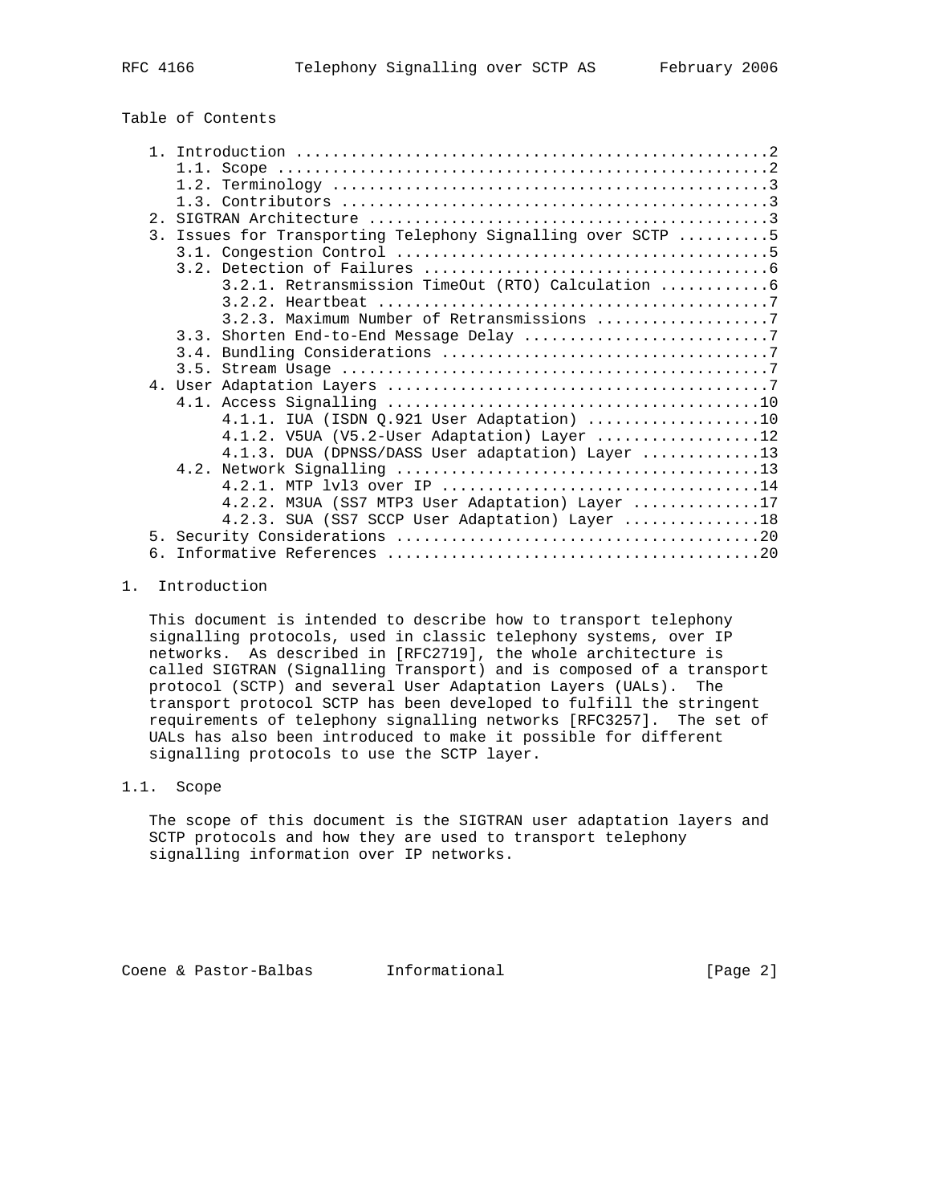Table of Contents

```
   1. Introduction ....................................................2
      1.1. Scope ......................................................2
      1.2. Terminology ................................................3
      1.3. Contributors ...............................................3
   2. SIGTRAN Architecture ............................................3
   3. Issues for Transporting Telephony Signalling over SCTP ..........5
      3.1. Congestion Control .........................................5
      3.2. Detection of Failures ......................................6
           3.2.1. Retransmission TimeOut (RTO) Calculation ............6
           3.2.2. Heartbeat ...........................................7
           3.2.3. Maximum Number of Retransmissions ...................7
      3.3. Shorten End-to-End Message Delay ...........................7
      3.4. Bundling Considerations ....................................7
      3.5. Stream Usage ...............................................7
   4. User Adaptation Layers ..........................................7
      4.1. Access Signalling .........................................10
           4.1.1. IUA (ISDN Q.921 User Adaptation) ...................10
           4.1.2. V5UA (V5.2-User Adaptation) Layer ..................12
           4.1.3. DUA (DPNSS/DASS User adaptation) Layer .............13
      4.2. Network Signalling ........................................13
           4.2.1. MTP lvl3 over IP ...................................14
           4.2.2. M3UA (SS7 MTP3 User Adaptation) Layer ..............17
           4.2.3. SUA (SS7 SCCP User Adaptation) Layer ...............18
   5. Security Considerations ........................................20
   6. Informative References .........................................20
```

# 1. Introduction

This document is intended to describe how to transport telephony signalling protocols, used in classic telephony systems, over IP networks. As described in [RFC2719], the whole architecture is called SIGTRAN (Signalling Transport) and is composed of a transport protocol (SCTP) and several User Adaptation Layers (UALs). The transport protocol SCTP has been developed to fulfill the stringent requirements of telephony signalling networks [RFC3257]. The set of UALs has also been introduced to make it possible for different signalling protocols to use the SCTP layer.

## 1.1. Scope

The scope of this document is the SIGTRAN user adaptation layers and SCTP protocols and how they are used to transport telephony signalling information over IP networks.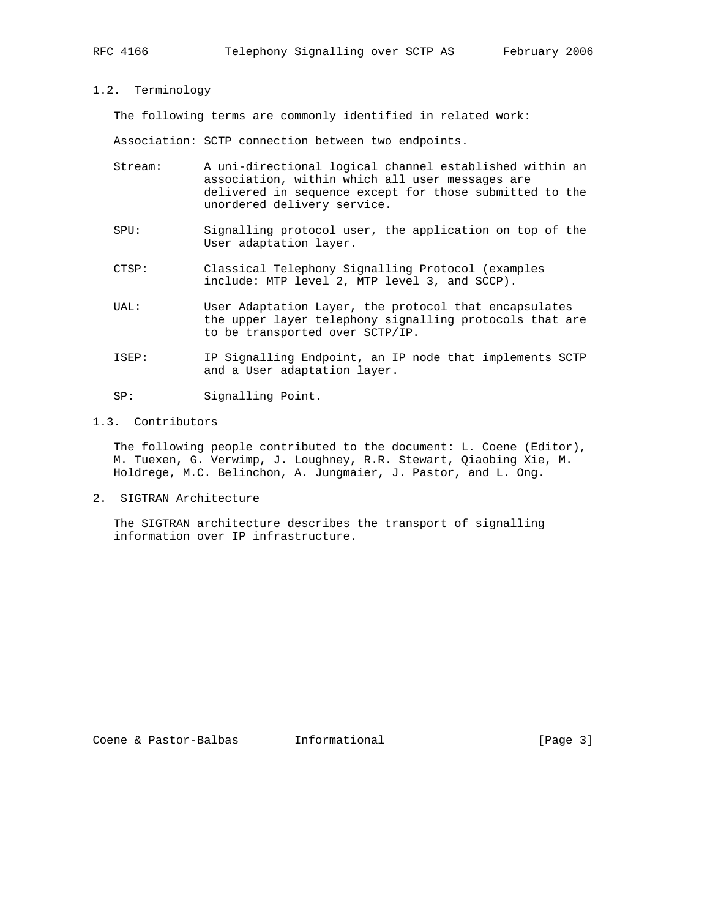### 1.2. Terminology

The following terms are commonly identified in related work:

Association: SCTP connection between two endpoints.

- Stream: A uni-directional logical channel established within an association, within which all user messages are delivered in sequence except for those submitted to the unordered delivery service.
- SPU: Signalling protocol user, the application on top of the User adaptation layer.
- CTSP: Classical Telephony Signalling Protocol (examples include: MTP level 2, MTP level 3, and SCCP).
- UAL: User Adaptation Layer, the protocol that encapsulates the upper layer telephony signalling protocols that are to be transported over SCTP/IP.
- ISEP: IP Signalling Endpoint, an IP node that implements SCTP and a User adaptation layer.
- SP: Signalling Point.

### 1.3. Contributors

The following people contributed to the document: L. Coene (Editor), M. Tuexen, G. Verwimp, J. Loughney, R.R. Stewart, Qiaobing Xie, M. Holdrege, M.C. Belinchon, A. Jungmaier, J. Pastor, and L. Ong.

## 2. SIGTRAN Architecture

The SIGTRAN architecture describes the transport of signalling information over IP infrastructure.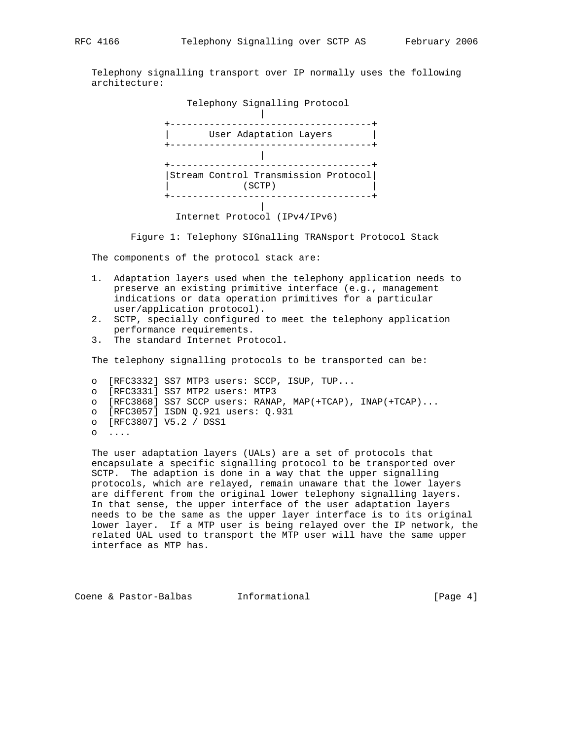Telephony signalling transport over IP normally uses the following architecture:

```
                 Telephony Signalling Protocol
                               |
              +------------------------------------+
              |       User Adaptation Layers       |
              +------------------------------------+
                               |
              +------------------------------------+
              |Stream Control Transmission Protocol|
              |              (SCTP)                |
              +------------------------------------+
                               |
                Internet Protocol (IPv4/IPv6)
```

Figure 1: Telephony SIGnalling TRANsport Protocol Stack

The components of the protocol stack are:

1. Adaptation layers used when the telephony application needs to preserve an existing primitive interface (e.g., management indications or data operation primitives for a particular user/application protocol).
2. SCTP, specially configured to meet the telephony application performance requirements.
3. The standard Internet Protocol.

The telephony signalling protocols to be transported can be:

- [RFC3332] SS7 MTP3 users: SCCP, ISUP, TUP...
- [RFC3331] SS7 MTP2 users: MTP3
- [RFC3868] SS7 SCCP users: RANAP, MAP(+TCAP), INAP(+TCAP)...
- [RFC3057] ISDN Q.921 users: Q.931
- [RFC3807] V5.2 / DSS1
- ....

The user adaptation layers (UALs) are a set of protocols that encapsulate a specific signalling protocol to be transported over SCTP. The adaption is done in a way that the upper signalling protocols, which are relayed, remain unaware that the lower layers are different from the original lower telephony signalling layers. In that sense, the upper interface of the user adaptation layers needs to be the same as the upper layer interface is to its original lower layer. If a MTP user is being relayed over the IP network, the related UAL used to transport the MTP user will have the same upper interface as MTP has.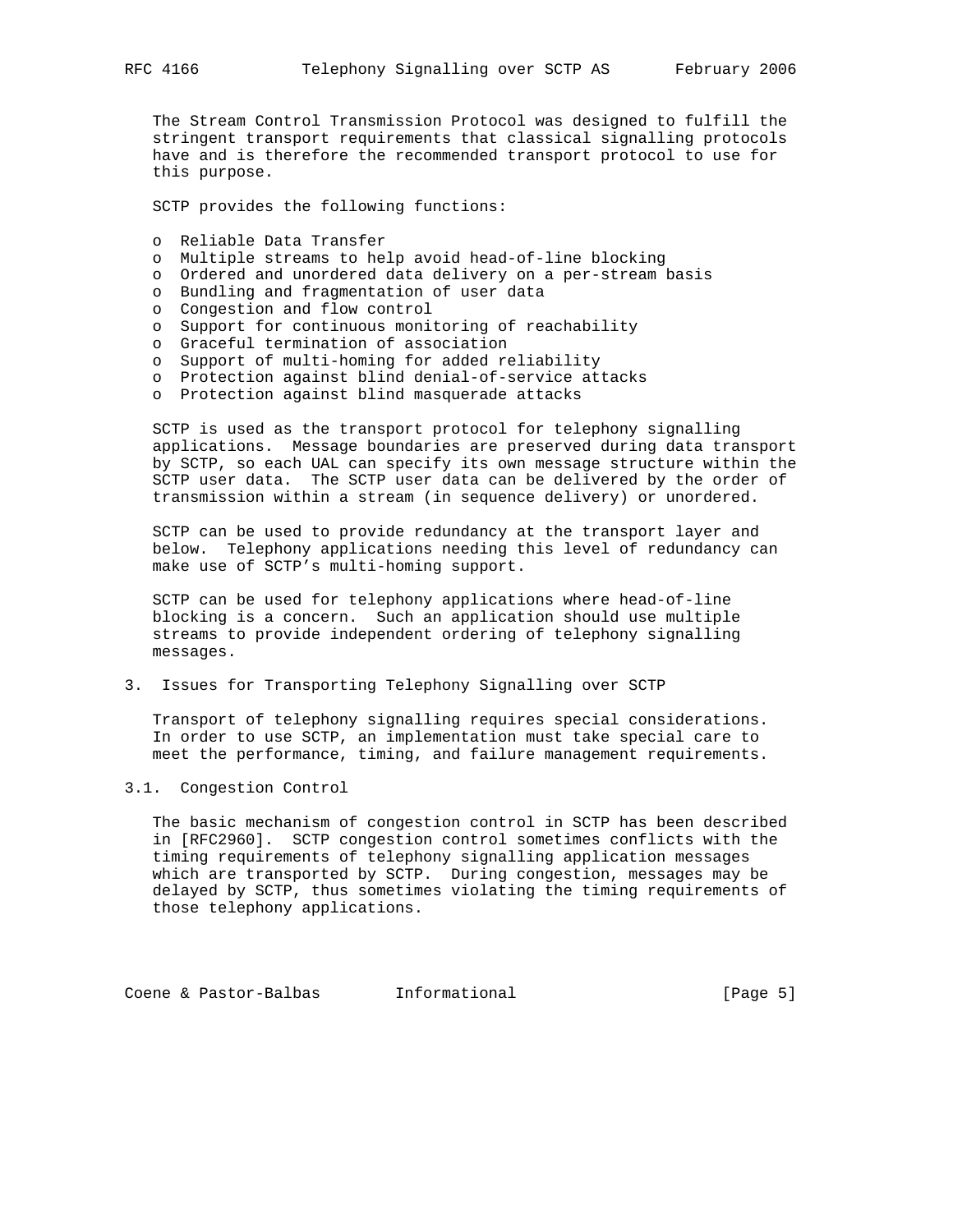The Stream Control Transmission Protocol was designed to fulfill the stringent transport requirements that classical signalling protocols have and is therefore the recommended transport protocol to use for this purpose.

SCTP provides the following functions:

- Reliable Data Transfer
- Multiple streams to help avoid head-of-line blocking
- Ordered and unordered data delivery on a per-stream basis
- Bundling and fragmentation of user data
- Congestion and flow control
- Support for continuous monitoring of reachability
- Graceful termination of association
- Support of multi-homing for added reliability
- Protection against blind denial-of-service attacks
- Protection against blind masquerade attacks

SCTP is used as the transport protocol for telephony signalling applications. Message boundaries are preserved during data transport by SCTP, so each UAL can specify its own message structure within the SCTP user data. The SCTP user data can be delivered by the order of transmission within a stream (in sequence delivery) or unordered.

SCTP can be used to provide redundancy at the transport layer and below. Telephony applications needing this level of redundancy can make use of SCTP's multi-homing support.

SCTP can be used for telephony applications where head-of-line blocking is a concern. Such an application should use multiple streams to provide independent ordering of telephony signalling messages.

## 3. Issues for Transporting Telephony Signalling over SCTP

Transport of telephony signalling requires special considerations. In order to use SCTP, an implementation must take special care to meet the performance, timing, and failure management requirements.

### 3.1. Congestion Control

The basic mechanism of congestion control in SCTP has been described in [RFC2960]. SCTP congestion control sometimes conflicts with the timing requirements of telephony signalling application messages which are transported by SCTP. During congestion, messages may be delayed by SCTP, thus sometimes violating the timing requirements of those telephony applications.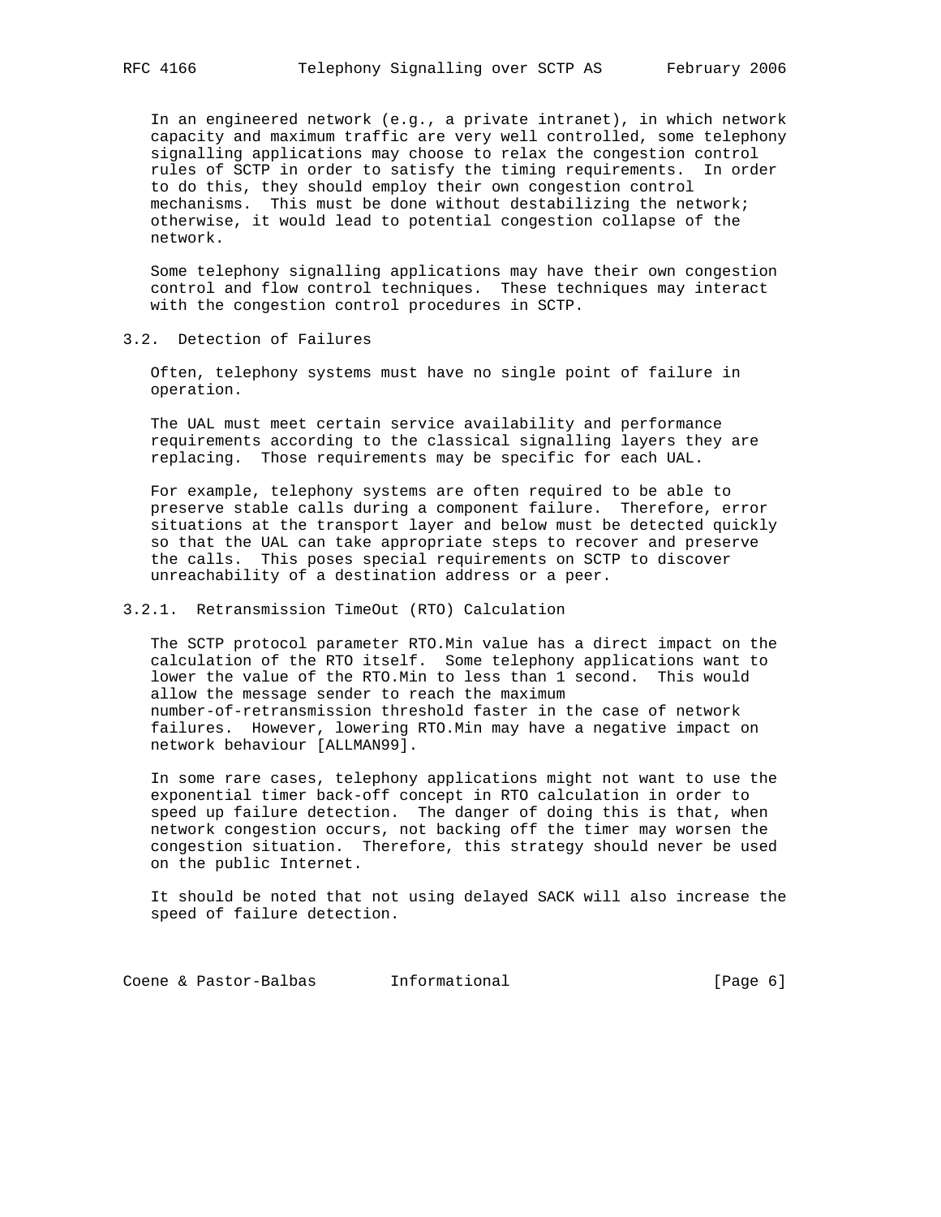In an engineered network (e.g., a private intranet), in which network capacity and maximum traffic are very well controlled, some telephony signalling applications may choose to relax the congestion control rules of SCTP in order to satisfy the timing requirements. In order to do this, they should employ their own congestion control mechanisms. This must be done without destabilizing the network; otherwise, it would lead to potential congestion collapse of the network.

Some telephony signalling applications may have their own congestion control and flow control techniques. These techniques may interact with the congestion control procedures in SCTP.

### 3.2. Detection of Failures

Often, telephony systems must have no single point of failure in operation.

The UAL must meet certain service availability and performance requirements according to the classical signalling layers they are replacing. Those requirements may be specific for each UAL.

For example, telephony systems are often required to be able to preserve stable calls during a component failure. Therefore, error situations at the transport layer and below must be detected quickly so that the UAL can take appropriate steps to recover and preserve the calls. This poses special requirements on SCTP to discover unreachability of a destination address or a peer.

#### 3.2.1. Retransmission TimeOut (RTO) Calculation

The SCTP protocol parameter RTO.Min value has a direct impact on the calculation of the RTO itself. Some telephony applications want to lower the value of the RTO.Min to less than 1 second. This would allow the message sender to reach the maximum number-of-retransmission threshold faster in the case of network failures. However, lowering RTO.Min may have a negative impact on network behaviour [ALLMAN99].

In some rare cases, telephony applications might not want to use the exponential timer back-off concept in RTO calculation in order to speed up failure detection. The danger of doing this is that, when network congestion occurs, not backing off the timer may worsen the congestion situation. Therefore, this strategy should never be used on the public Internet.

It should be noted that not using delayed SACK will also increase the speed of failure detection.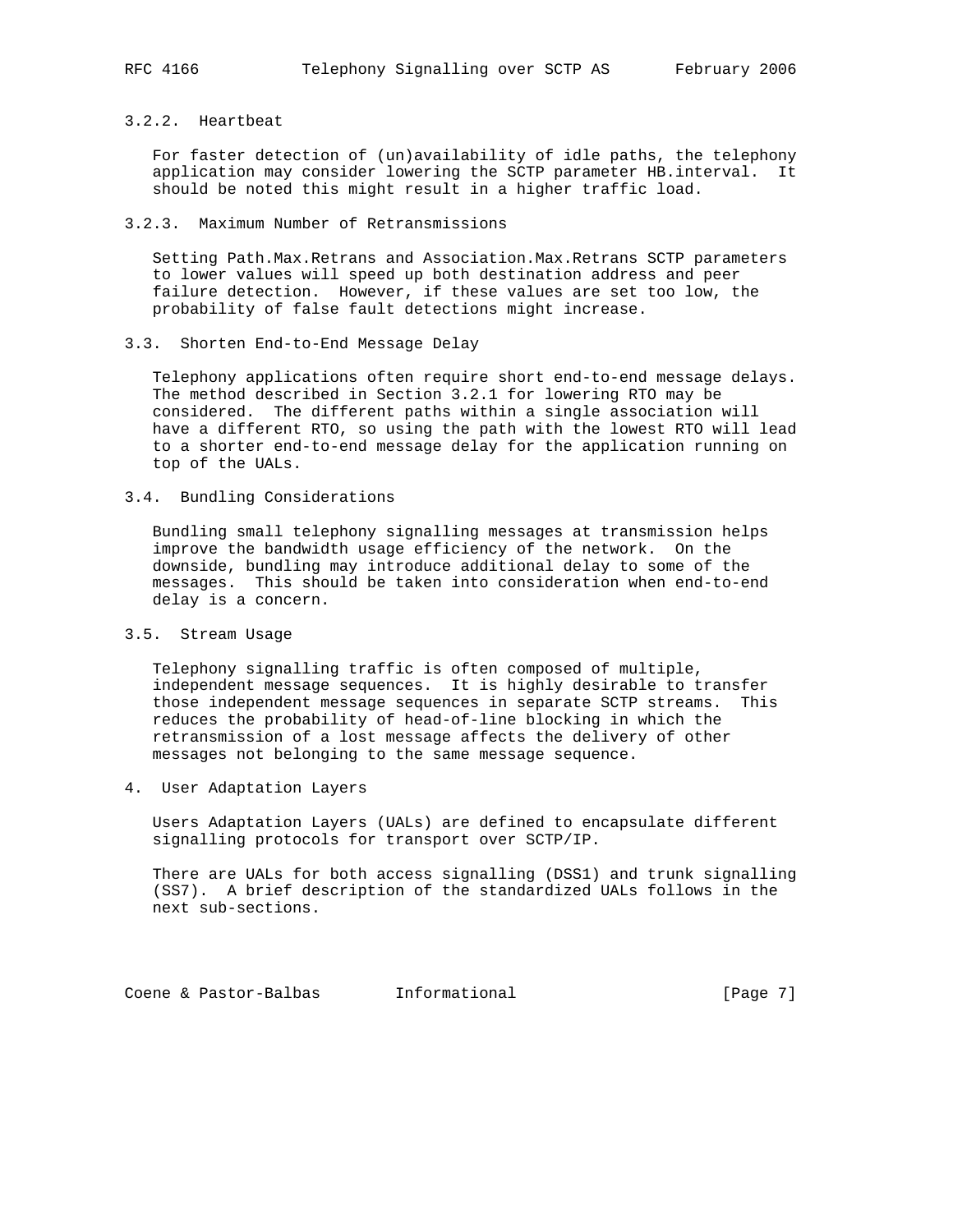### 3.2.2. Heartbeat

For faster detection of (un)availability of idle paths, the telephony application may consider lowering the SCTP parameter HB.interval. It should be noted this might result in a higher traffic load.

### 3.2.3. Maximum Number of Retransmissions

Setting Path.Max.Retrans and Association.Max.Retrans SCTP parameters to lower values will speed up both destination address and peer failure detection. However, if these values are set too low, the probability of false fault detections might increase.

## 3.3. Shorten End-to-End Message Delay

Telephony applications often require short end-to-end message delays. The method described in Section 3.2.1 for lowering RTO may be considered. The different paths within a single association will have a different RTO, so using the path with the lowest RTO will lead to a shorter end-to-end message delay for the application running on top of the UALs.

## 3.4. Bundling Considerations

Bundling small telephony signalling messages at transmission helps improve the bandwidth usage efficiency of the network. On the downside, bundling may introduce additional delay to some of the messages. This should be taken into consideration when end-to-end delay is a concern.

## 3.5. Stream Usage

Telephony signalling traffic is often composed of multiple, independent message sequences. It is highly desirable to transfer those independent message sequences in separate SCTP streams. This reduces the probability of head-of-line blocking in which the retransmission of a lost message affects the delivery of other messages not belonging to the same message sequence.

# 4. User Adaptation Layers

Users Adaptation Layers (UALs) are defined to encapsulate different signalling protocols for transport over SCTP/IP.

There are UALs for both access signalling (DSS1) and trunk signalling (SS7). A brief description of the standardized UALs follows in the next sub-sections.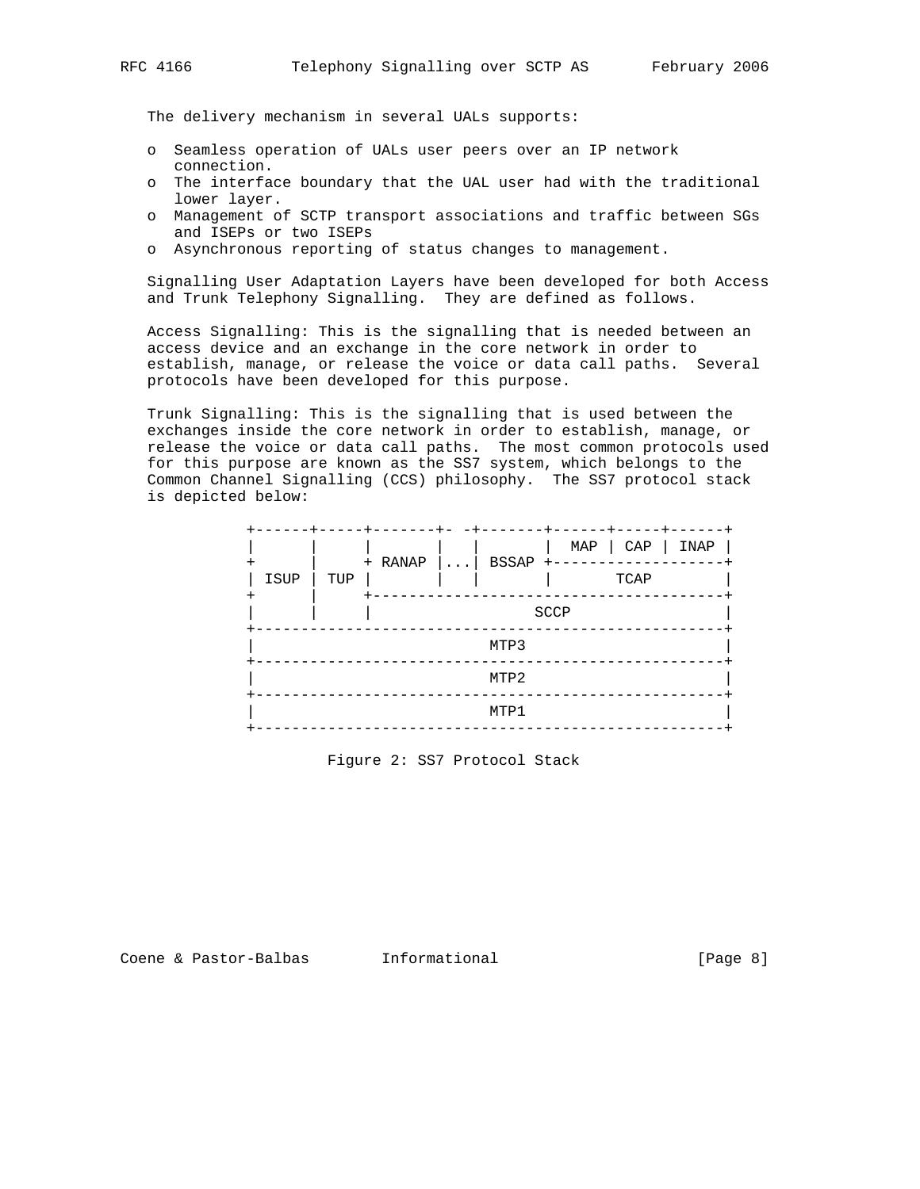The delivery mechanism in several UALs supports:

- Seamless operation of UALs user peers over an IP network connection.
- The interface boundary that the UAL user had with the traditional lower layer.
- Management of SCTP transport associations and traffic between SGs and ISEPs or two ISEPs
- Asynchronous reporting of status changes to management.

Signalling User Adaptation Layers have been developed for both Access and Trunk Telephony Signalling. They are defined as follows.

Access Signalling: This is the signalling that is needed between an access device and an exchange in the core network in order to establish, manage, or release the voice or data call paths. Several protocols have been developed for this purpose.

Trunk Signalling: This is the signalling that is used between the exchanges inside the core network in order to establish, manage, or release the voice or data call paths. The most common protocols used for this purpose are known as the SS7 system, which belongs to the Common Channel Signalling (CCS) philosophy. The SS7 protocol stack is depicted below:

```
+------+-----+-------+- -+-------+------+-----+------+
|      |     |       |   |       |  MAP | CAP | INAP |
+      |     + RANAP |...| BSSAP +--------------------+
| ISUP | TUP |       |   |       |       TCAP         |
+      |     +---------------------------------------+
|      |     |                SCCP                    |
+----------------------------------------------------+
|                         MTP3                        |
+----------------------------------------------------+
|                         MTP2                        |
+----------------------------------------------------+
|                         MTP1                        |
+----------------------------------------------------+
```

Figure 2: SS7 Protocol Stack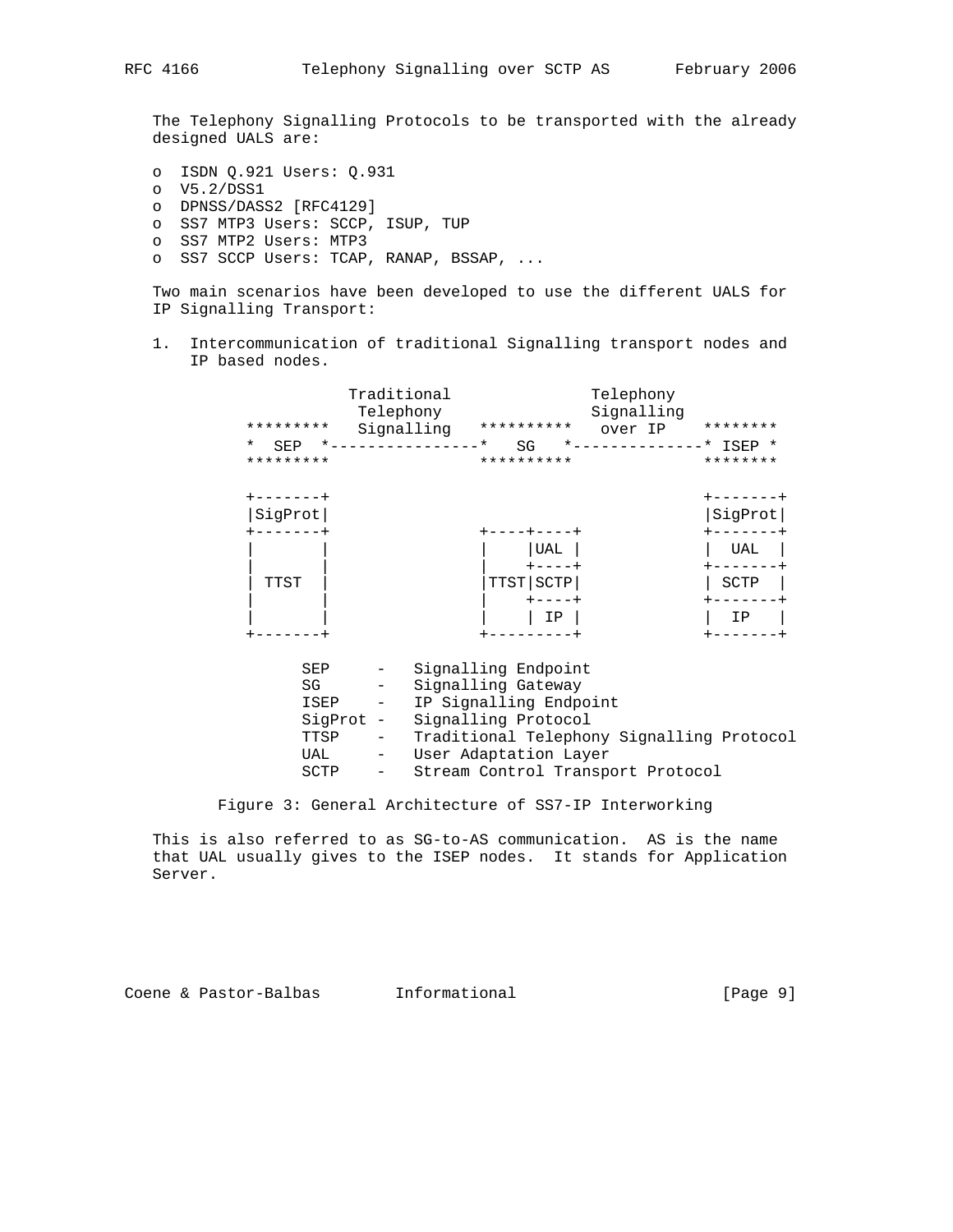The Telephony Signalling Protocols to be transported with the already designed UALS are:

- ISDN Q.921 Users: Q.931
- V5.2/DSS1
- DPNSS/DASS2 [RFC4129]
- SS7 MTP3 Users: SCCP, ISUP, TUP
- SS7 MTP2 Users: MTP3
- SS7 SCCP Users: TCAP, RANAP, BSSAP, ...

Two main scenarios have been developed to use the different UALS for IP Signalling Transport:

1. Intercommunication of traditional Signalling transport nodes and IP based nodes.

```
               Traditional                Telephony
                Telephony                 Signalling
    *********   Signalling   **********    over IP    ********
    *  SEP  *----------------*   SG   *---------------* ISEP *
    *********                **********               ********

    +-------+                                         +-------+
    |SigProt|                                         |SigProt|
    +-------+                +----+----+              +-------+
    |       |                |    |UAL |              |  UAL  |
    |       |                |    +----+              +-------+
    | TTST  |                |TTST|SCTP|              | SCTP  |
    |       |                |    +----+              +-------+
    |       |                |    | IP |              |  IP   |
    +-------+                +---------+              +-------+

          SEP     -   Signalling Endpoint
          SG      -   Signalling Gateway
          ISEP    -   IP Signalling Endpoint
          SigProt -   Signalling Protocol
          TTSP    -   Traditional Telephony Signalling Protocol
          UAL     -   User Adaptation Layer
          SCTP    -   Stream Control Transport Protocol
```

Figure 3: General Architecture of SS7-IP Interworking

This is also referred to as SG-to-AS communication. AS is the name that UAL usually gives to the ISEP nodes. It stands for Application Server.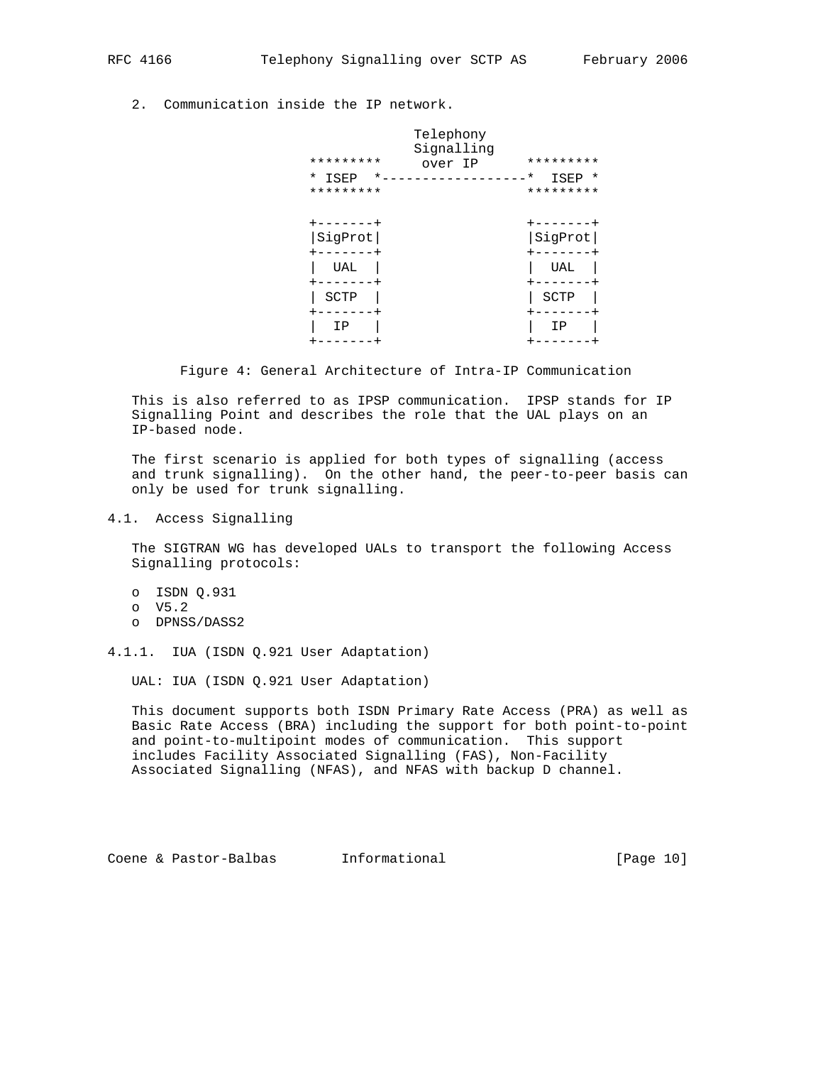2. Communication inside the IP network.

```
                      Telephony
                      Signalling
            *********  over IP     *********
            * ISEP  *--------------*  ISEP *
            *********              *********

            +-------+              +-------+
            |SigProt|              |SigProt|
            +-------+              +-------+
            |  UAL  |              |  UAL  |
            +-------+              +-------+
            | SCTP  |              | SCTP  |
            +-------+              +-------+
            |  IP   |              |  IP   |
            +-------+              +-------+
```

Figure 4: General Architecture of Intra-IP Communication

This is also referred to as IPSP communication. IPSP stands for IP Signalling Point and describes the role that the UAL plays on an IP-based node.

The first scenario is applied for both types of signalling (access and trunk signalling). On the other hand, the peer-to-peer basis can only be used for trunk signalling.

## 4.1. Access Signalling

The SIGTRAN WG has developed UALs to transport the following Access Signalling protocols:

- ISDN Q.931
- V5.2
- DPNSS/DASS2

### 4.1.1. IUA (ISDN Q.921 User Adaptation)

UAL: IUA (ISDN Q.921 User Adaptation)

This document supports both ISDN Primary Rate Access (PRA) as well as Basic Rate Access (BRA) including the support for both point-to-point and point-to-multipoint modes of communication. This support includes Facility Associated Signalling (FAS), Non-Facility Associated Signalling (NFAS), and NFAS with backup D channel.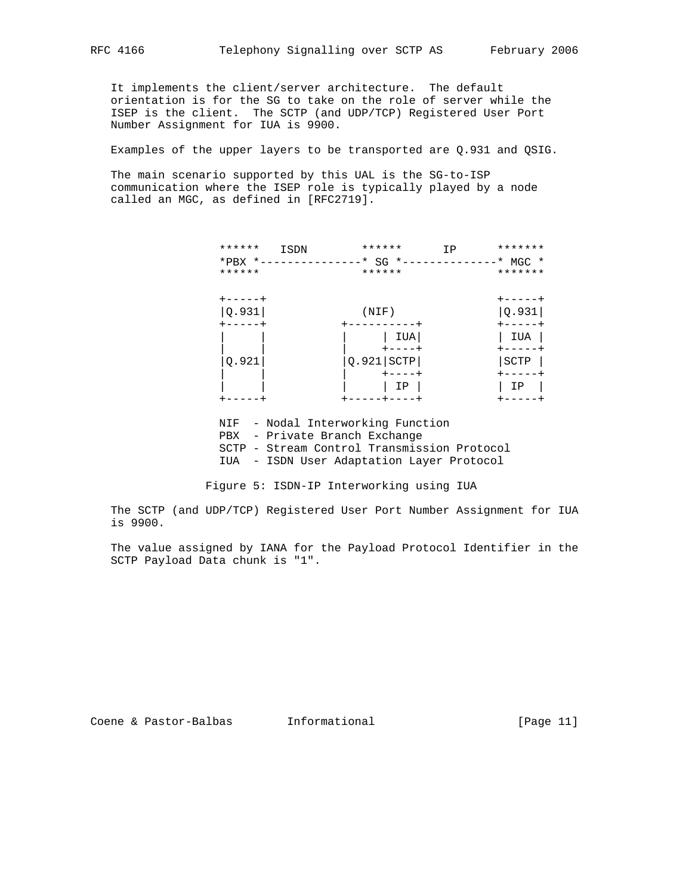It implements the client/server architecture. The default orientation is for the SG to take on the role of server while the ISEP is the client. The SCTP (and UDP/TCP) Registered User Port Number Assignment for IUA is 9900.

Examples of the upper layers to be transported are Q.931 and QSIG.

The main scenario supported by this UAL is the SG-to-ISP communication where the ISEP role is typically played by a node called an MGC, as defined in [RFC2719].

```
******   ISDN        ******      IP      *******
*PBX *---------------* SG *--------------* MGC *
******               ******              *******

+-----+                                  +-----+
|Q.931|             (NIF)                |Q.931|
+-----+           +----------+           +-----+
|     |           |     | IUA|           | IUA |
|     |           |     +----+           +-----+
|Q.921|           |Q.921|SCTP|           |SCTP |
|     |           |     +----+           +-----+
|     |           |     | IP |           | IP  |
+-----+           +-----+----+           +-----+

NIF  - Nodal Interworking Function
PBX  - Private Branch Exchange
SCTP - Stream Control Transmission Protocol
IUA  - ISDN User Adaptation Layer Protocol
```

Figure 5: ISDN-IP Interworking using IUA

The SCTP (and UDP/TCP) Registered User Port Number Assignment for IUA is 9900.

The value assigned by IANA for the Payload Protocol Identifier in the SCTP Payload Data chunk is "1".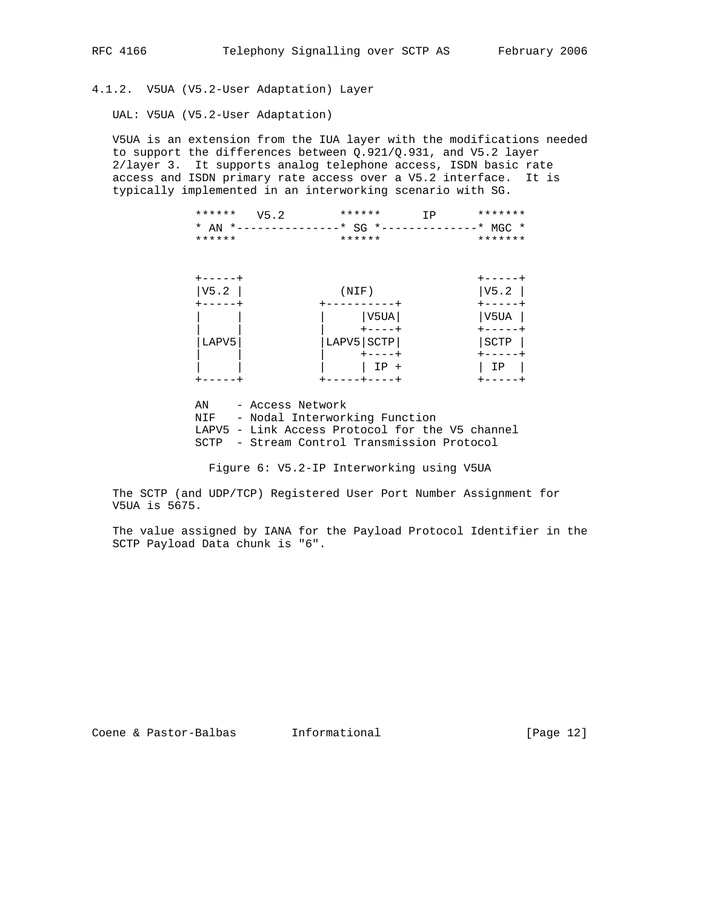### 4.1.2. V5UA (V5.2-User Adaptation) Layer

UAL: V5UA (V5.2-User Adaptation)

V5UA is an extension from the IUA layer with the modifications needed to support the differences between Q.921/Q.931, and V5.2 layer 2/layer 3. It supports analog telephone access, ISDN basic rate access and ISDN primary rate access over a V5.2 interface. It is typically implemented in an interworking scenario with SG.

```
           ******   V5.2        ******      IP      *******
           * AN *---------------* SG *--------------* MGC *
           ******               ******              *******


           +-----+                                  +-----+
           |V5.2 |                (NIF)             |V5.2 |
           +-----+            +----------+          +-----+
           |     |            |     |V5UA|          |V5UA |
           |     |            |     +----+          +-----+
           |LAPV5|            |LAPV5|SCTP|          |SCTP |
           |     |            |     +----+          +-----+
           |     |            |     | IP +          | IP  |
           +-----+            +-----+----+          +-----+

           AN    - Access Network
           NIF   - Nodal Interworking Function
           LAPV5 - Link Access Protocol for the V5 channel
           SCTP  - Stream Control Transmission Protocol
```

Figure 6: V5.2-IP Interworking using V5UA

The SCTP (and UDP/TCP) Registered User Port Number Assignment for V5UA is 5675.

The value assigned by IANA for the Payload Protocol Identifier in the SCTP Payload Data chunk is "6".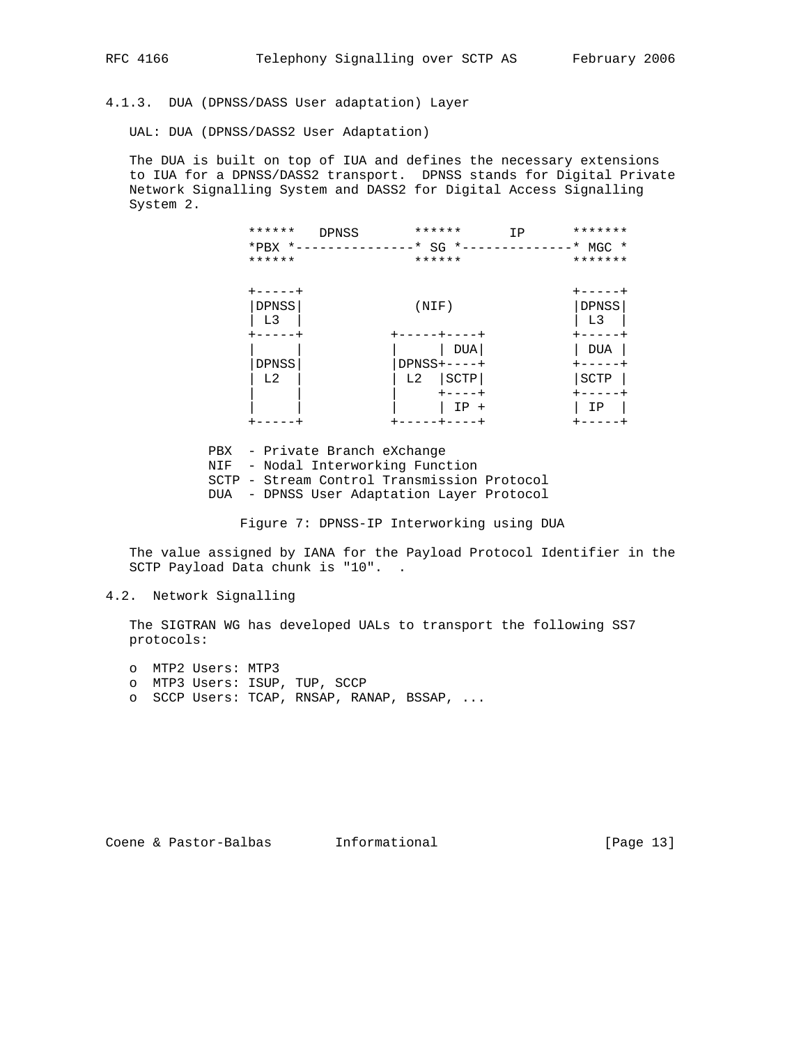### 4.1.3. DUA (DPNSS/DASS User adaptation) Layer

UAL: DUA (DPNSS/DASS2 User Adaptation)

The DUA is built on top of IUA and defines the necessary extensions to IUA for a DPNSS/DASS2 transport. DPNSS stands for Digital Private Network Signalling System and DASS2 for Digital Access Signalling System 2.

```
 ******   DPNSS       ******      IP      *******
 *PBX *---------------* SG *--------------* MGC *
 ******               ******              *******

 +-----+                                  +-----+
 |DPNSS|              (NIF)               |DPNSS|
 | L3  |                                  | L3  |
 +-----+            +-----+----+          +-----+
 |     |            |     | DUA|          | DUA |
 |DPNSS|            |DPNSS+----+          +-----+
 | L2  |            | L2  |SCTP|          |SCTP |
 |     |            |     +----+          +-----+
 |     |            |     | IP +          | IP  |
 +-----+            +-----+----+          +-----+

 PBX  - Private Branch eXchange
 NIF  - Nodal Interworking Function
 SCTP - Stream Control Transmission Protocol
 DUA  - DPNSS User Adaptation Layer Protocol
```

Figure 7: DPNSS-IP Interworking using DUA

The value assigned by IANA for the Payload Protocol Identifier in the SCTP Payload Data chunk is "10". .

## 4.2. Network Signalling

The SIGTRAN WG has developed UALs to transport the following SS7 protocols:

- o MTP2 Users: MTP3
- o MTP3 Users: ISUP, TUP, SCCP
- o SCCP Users: TCAP, RNSAP, RANAP, BSSAP, ...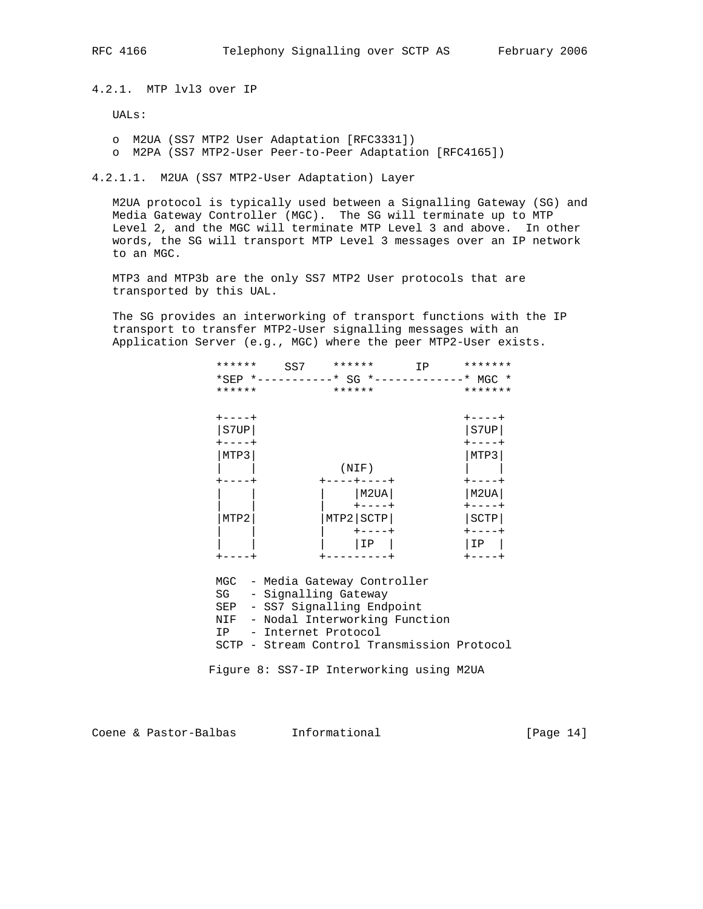### 4.2.1. MTP lvl3 over IP

UALs:

- o M2UA (SS7 MTP2 User Adaptation [RFC3331])
- o M2PA (SS7 MTP2-User Peer-to-Peer Adaptation [RFC4165])

#### 4.2.1.1. M2UA (SS7 MTP2-User Adaptation) Layer

M2UA protocol is typically used between a Signalling Gateway (SG) and Media Gateway Controller (MGC). The SG will terminate up to MTP Level 2, and the MGC will terminate MTP Level 3 and above. In other words, the SG will transport MTP Level 3 messages over an IP network to an MGC.

MTP3 and MTP3b are the only SS7 MTP2 User protocols that are transported by this UAL.

The SG provides an interworking of transport functions with the IP transport to transfer MTP2-User signalling messages with an Application Server (e.g., MGC) where the peer MTP2-User exists.

```
******    SS7    ******      IP     *******
*SEP *-----------* SG *-------------* MGC *
******           ******             *******

+----+                              +----+
|S7UP|                              |S7UP|
+----+                              +----+
|MTP3|                              |MTP3|
|    |           (NIF)              |    |
+----+        +----+----+           +----+
|    |        |    |M2UA|           |M2UA|
|    |        |    +----+           +----+
|MTP2|        |MTP2|SCTP|           |SCTP|
|    |        |    +----+           +----+
|    |        |    |IP  |           |IP  |
+----+        +---------+           +----+

MGC  - Media Gateway Controller
SG   - Signalling Gateway
SEP  - SS7 Signalling Endpoint
NIF  - Nodal Interworking Function
IP   - Internet Protocol
SCTP - Stream Control Transmission Protocol
```

Figure 8: SS7-IP Interworking using M2UA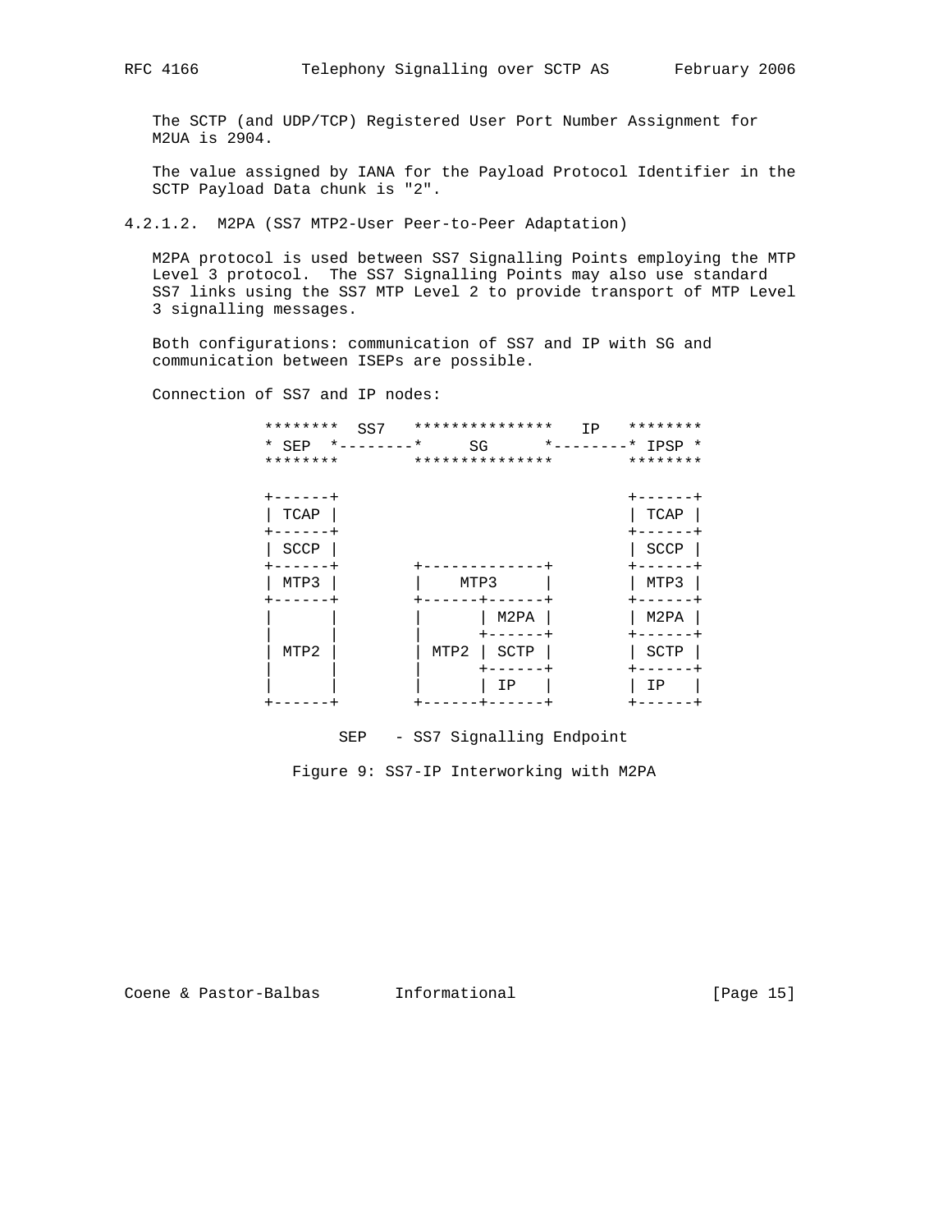The SCTP (and UDP/TCP) Registered User Port Number Assignment for M2UA is 2904.

The value assigned by IANA for the Payload Protocol Identifier in the SCTP Payload Data chunk is "2".

#### 4.2.1.2. M2PA (SS7 MTP2-User Peer-to-Peer Adaptation)

M2PA protocol is used between SS7 Signalling Points employing the MTP Level 3 protocol. The SS7 Signalling Points may also use standard SS7 links using the SS7 MTP Level 2 to provide transport of MTP Level 3 signalling messages.

Both configurations: communication of SS7 and IP with SG and communication between ISEPs are possible.

Connection of SS7 and IP nodes:

```
   ********  SS7   ***************   IP   ********
   * SEP  *--------*     SG      *--------* IPSP *
   ********        ***************        ********

   +------+                               +------+
   | TCAP |                               | TCAP |
   +------+                               +------+
   | SCCP |                               | SCCP |
   +------+        +-------------+        +------+
   | MTP3 |        |    MTP3     |        | MTP3 |
   +------+        +------+------+        +------+
   |      |        |      | M2PA |        | M2PA |
   |      |        |      +------+        +------+
   | MTP2 |        | MTP2 | SCTP |        | SCTP |
   |      |        |      +------+        +------+
   |      |        |      | IP   |        | IP   |
   +------+        +------+------+        +------+

           SEP   - SS7 Signalling Endpoint
```

Figure 9: SS7-IP Interworking with M2PA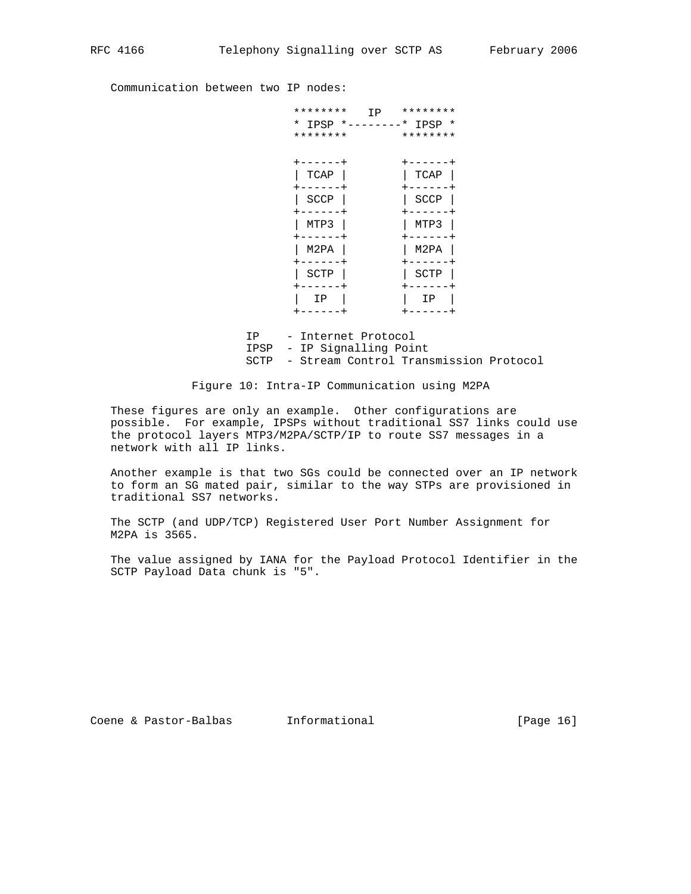Communication between two IP nodes:

```
        ********   IP   ********
        * IPSP *--------* IPSP *
        ********        ********

        +------+        +------+
        | TCAP |        | TCAP |
        +------+        +------+
        | SCCP |        | SCCP |
        +------+        +------+
        | MTP3 |        | MTP3 |
        +------+        +------+
        | M2PA |        | M2PA |
        +------+        +------+
        | SCTP |        | SCTP |
        +------+        +------+
        |  IP  |        |  IP  |
        +------+        +------+

    IP    - Internet Protocol
    IPSP  - IP Signalling Point
    SCTP  - Stream Control Transmission Protocol
```

Figure 10: Intra-IP Communication using M2PA

These figures are only an example. Other configurations are possible. For example, IPSPs without traditional SS7 links could use the protocol layers MTP3/M2PA/SCTP/IP to route SS7 messages in a network with all IP links.

Another example is that two SGs could be connected over an IP network to form an SG mated pair, similar to the way STPs are provisioned in traditional SS7 networks.

The SCTP (and UDP/TCP) Registered User Port Number Assignment for M2PA is 3565.

The value assigned by IANA for the Payload Protocol Identifier in the SCTP Payload Data chunk is "5".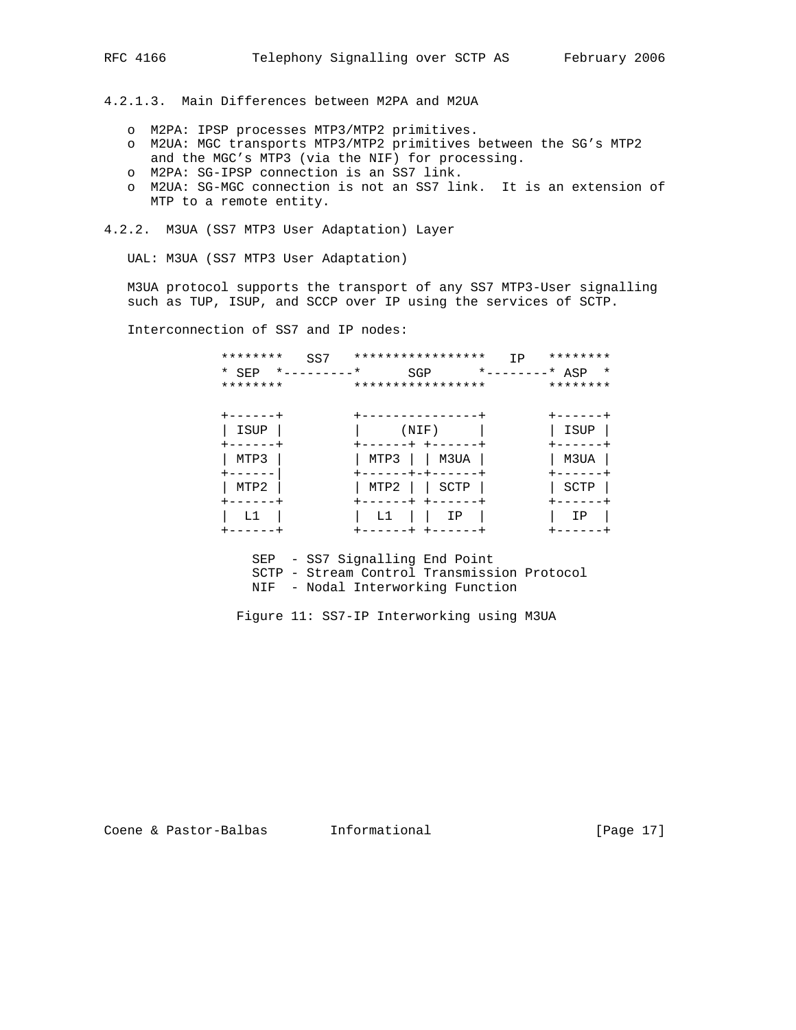#### 4.2.1.3. Main Differences between M2PA and M2UA

- M2PA: IPSP processes MTP3/MTP2 primitives.
- M2UA: MGC transports MTP3/MTP2 primitives between the SG's MTP2 and the MGC's MTP3 (via the NIF) for processing.
- M2PA: SG-IPSP connection is an SS7 link.
- M2UA: SG-MGC connection is not an SS7 link. It is an extension of MTP to a remote entity.

### 4.2.2. M3UA (SS7 MTP3 User Adaptation) Layer

UAL: M3UA (SS7 MTP3 User Adaptation)

M3UA protocol supports the transport of any SS7 MTP3-User signalling such as TUP, ISUP, and SCCP over IP using the services of SCTP.

Interconnection of SS7 and IP nodes:

```
 ********   SS7   *****************   IP   ********
 * SEP  *---------*      SGP      *--------* ASP  *
 ********         *****************        ********

 +------+         +---------------+        +------+
 | ISUP |         |     (NIF)     |        | ISUP |
 +------+         +------+ +------+        +------+
 | MTP3 |         | MTP3 | | M3UA |        | M3UA |
 +------|         +------+-+------+        +------+
 | MTP2 |         | MTP2 | | SCTP |        | SCTP |
 +------+         +------+ +------+        +------+
 |  L1  |         |  L1  | |  IP  |        |  IP  |
 +------+         +------+ +------+        +------+

     SEP  - SS7 Signalling End Point
     SCTP - Stream Control Transmission Protocol
     NIF  - Nodal Interworking Function
```

Figure 11: SS7-IP Interworking using M3UA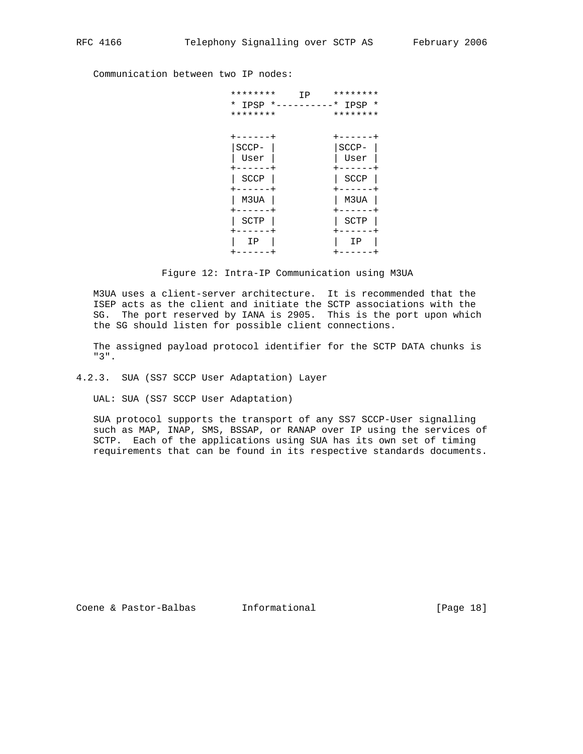Communication between two IP nodes:

```
                       ********    IP    ********
                       * IPSP *----------* IPSP *
                       ********          ********

                       +------+          +------+
                       |SCCP- |          |SCCP- |
                       | User |          | User |
                       +------+          +------+
                       | SCCP |          | SCCP |
                       +------+          +------+
                       | M3UA |          | M3UA |
                       +------+          +------+
                       | SCTP |          | SCTP |
                       +------+          +------+
                       |  IP  |          |  IP  |
                       +------+          +------+
```

Figure 12: Intra-IP Communication using M3UA

M3UA uses a client-server architecture. It is recommended that the ISEP acts as the client and initiate the SCTP associations with the SG. The port reserved by IANA is 2905. This is the port upon which the SG should listen for possible client connections.

The assigned payload protocol identifier for the SCTP DATA chunks is "3".

### 4.2.3. SUA (SS7 SCCP User Adaptation) Layer

UAL: SUA (SS7 SCCP User Adaptation)

SUA protocol supports the transport of any SS7 SCCP-User signalling such as MAP, INAP, SMS, BSSAP, or RANAP over IP using the services of SCTP. Each of the applications using SUA has its own set of timing requirements that can be found in its respective standards documents.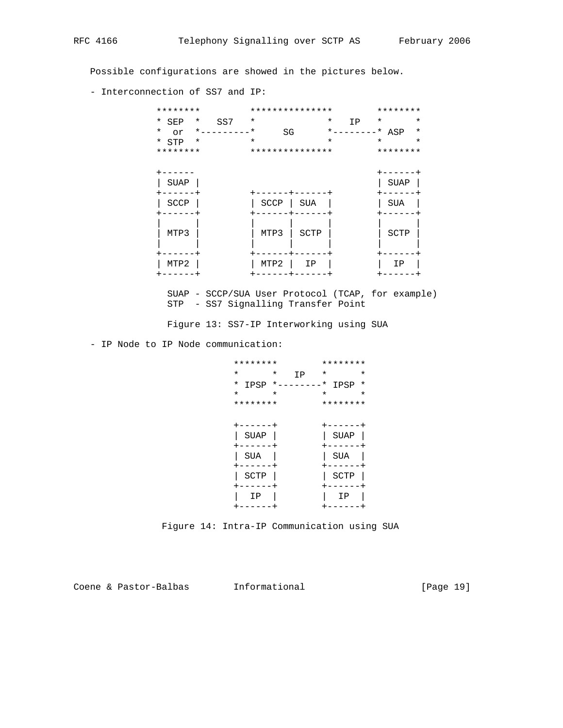Possible configurations are showed in the pictures below.

- Interconnection of SS7 and IP:

```
   ********         ***************         ********
   * SEP  *   SS7   *             *   IP   *      *
   *  or  *---------*     SG      *--------* ASP  *
   * STP  *         *             *        *      *
   ********         ***************         ********

   +------                                  +------+
   | SUAP |                                 | SUAP |
   +------+         +------+------+         +------+
   | SCCP |         | SCCP | SUA  |         | SUA  |
   +------+         +------+------+         +------+
   |      |         |      |      |         |      |
   | MTP3 |         | MTP3 | SCTP |         | SCTP |
   |      |         |      |      |         |      |
   +------+         +------+------+         +------+
   | MTP2 |         | MTP2 |  IP  |         |  IP  |
   +------+         +------+------+         +------+

     SUAP - SCCP/SUA User Protocol (TCAP, for example)
     STP  - SS7 Signalling Transfer Point
```

Figure 13: SS7-IP Interworking using SUA

- IP Node to IP Node communication:

```
   ********        ********
   *      *   IP   *      *
   * IPSP *--------* IPSP *
   *      *        *      *
   ********        ********

   +------+        +------+
   | SUAP |        | SUAP |
   +------+        +------+
   | SUA  |        | SUA  |
   +------+        +------+
   | SCTP |        | SCTP |
   +------+        +------+
   |  IP  |        |  IP  |
   +------+        +------+
```

Figure 14: Intra-IP Communication using SUA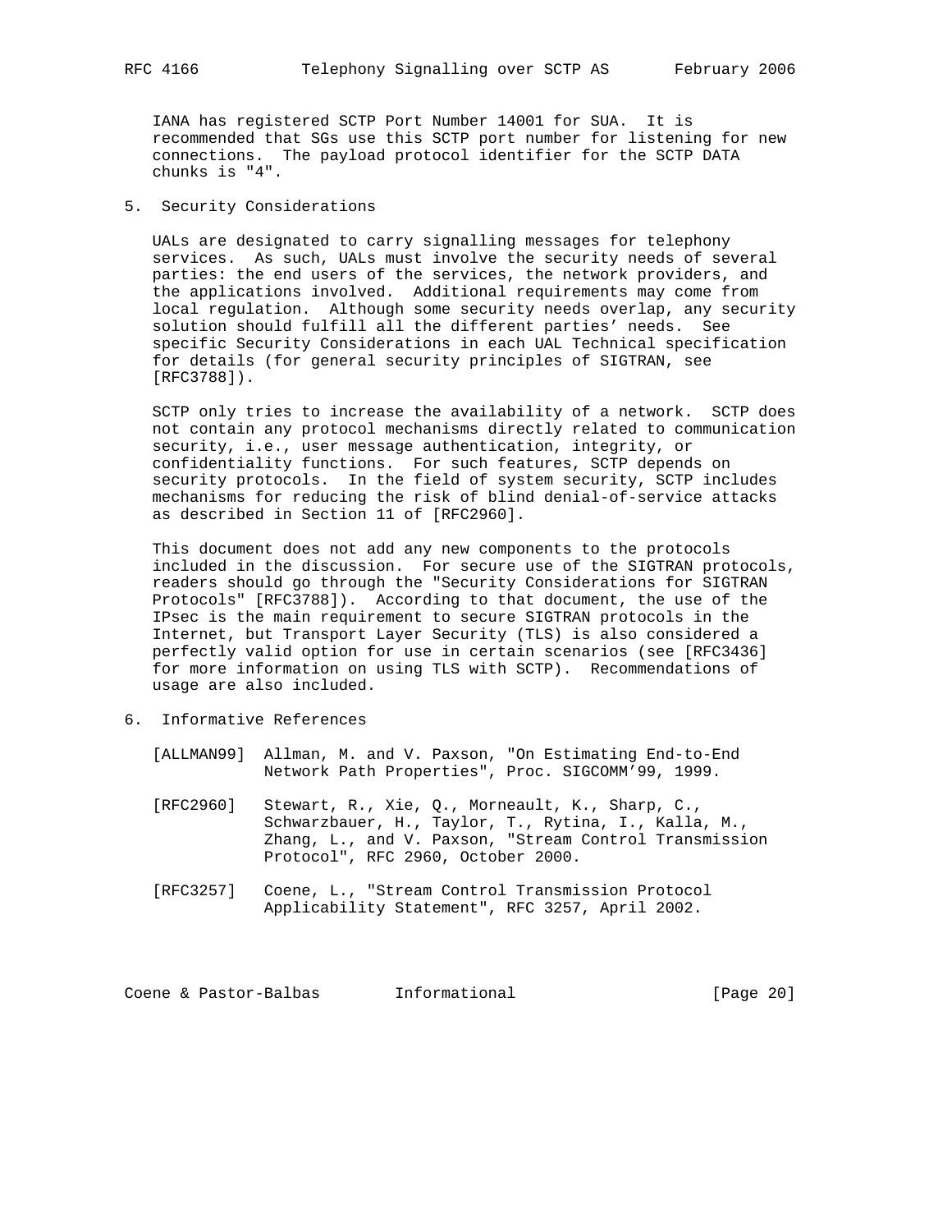IANA has registered SCTP Port Number 14001 for SUA. It is recommended that SGs use this SCTP port number for listening for new connections. The payload protocol identifier for the SCTP DATA chunks is "4".

## 5. Security Considerations

UALs are designated to carry signalling messages for telephony services. As such, UALs must involve the security needs of several parties: the end users of the services, the network providers, and the applications involved. Additional requirements may come from local regulation. Although some security needs overlap, any security solution should fulfill all the different parties' needs. See specific Security Considerations in each UAL Technical specification for details (for general security principles of SIGTRAN, see [RFC3788]).

SCTP only tries to increase the availability of a network. SCTP does not contain any protocol mechanisms directly related to communication security, i.e., user message authentication, integrity, or confidentiality functions. For such features, SCTP depends on security protocols. In the field of system security, SCTP includes mechanisms for reducing the risk of blind denial-of-service attacks as described in Section 11 of [RFC2960].

This document does not add any new components to the protocols included in the discussion. For secure use of the SIGTRAN protocols, readers should go through the "Security Considerations for SIGTRAN Protocols" [RFC3788]). According to that document, the use of the IPsec is the main requirement to secure SIGTRAN protocols in the Internet, but Transport Layer Security (TLS) is also considered a perfectly valid option for use in certain scenarios (see [RFC3436] for more information on using TLS with SCTP). Recommendations of usage are also included.

## 6. Informative References

[ALLMAN99] Allman, M. and V. Paxson, "On Estimating End-to-End Network Path Properties", Proc. SIGCOMM'99, 1999.

[RFC2960] Stewart, R., Xie, Q., Morneault, K., Sharp, C., Schwarzbauer, H., Taylor, T., Rytina, I., Kalla, M., Zhang, L., and V. Paxson, "Stream Control Transmission Protocol", RFC 2960, October 2000.

[RFC3257] Coene, L., "Stream Control Transmission Protocol Applicability Statement", RFC 3257, April 2002.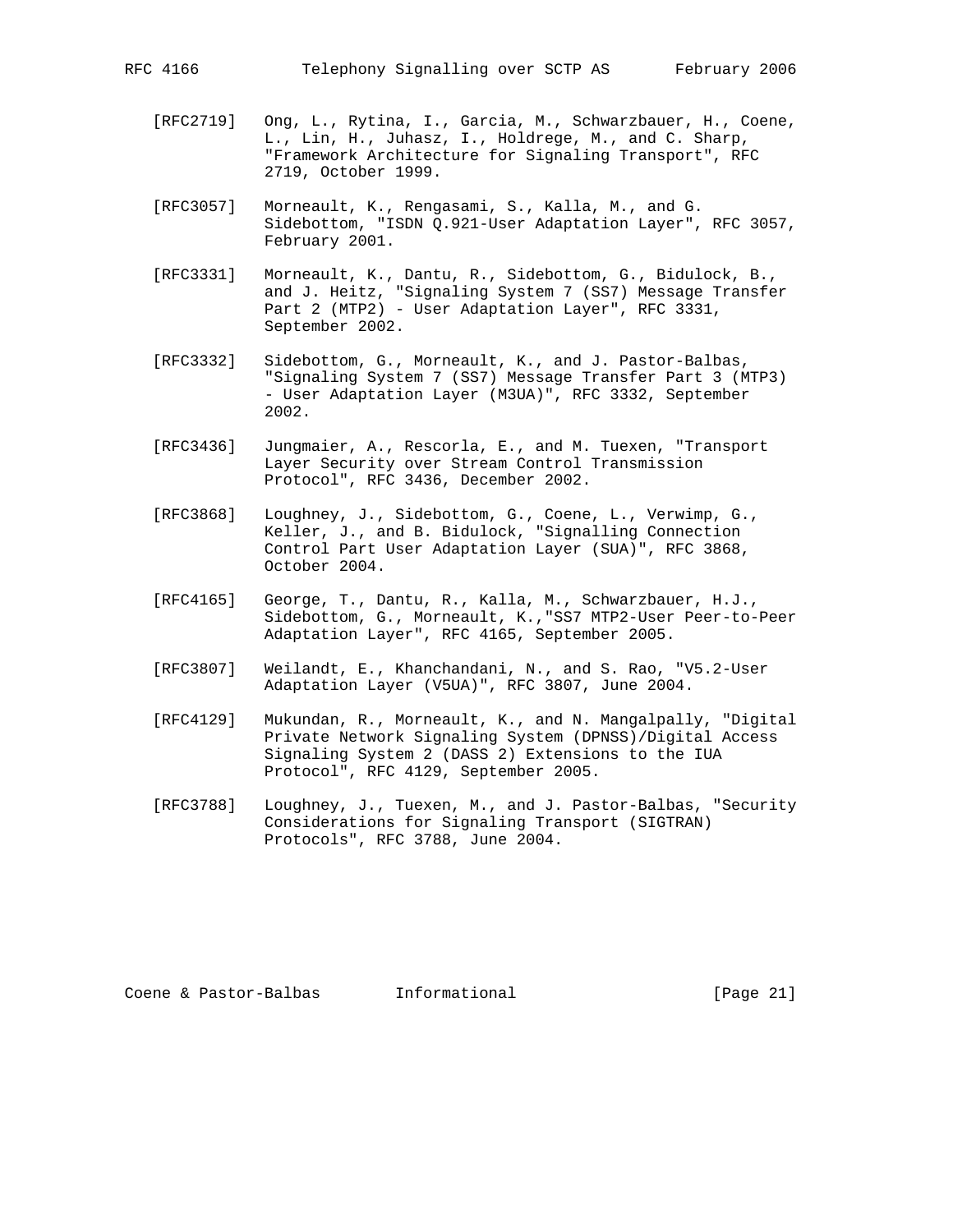[RFC2719] Ong, L., Rytina, I., Garcia, M., Schwarzbauer, H., Coene, L., Lin, H., Juhasz, I., Holdrege, M., and C. Sharp, "Framework Architecture for Signaling Transport", RFC 2719, October 1999.

[RFC3057] Morneault, K., Rengasami, S., Kalla, M., and G. Sidebottom, "ISDN Q.921-User Adaptation Layer", RFC 3057, February 2001.

[RFC3331] Morneault, K., Dantu, R., Sidebottom, G., Bidulock, B., and J. Heitz, "Signaling System 7 (SS7) Message Transfer Part 2 (MTP2) - User Adaptation Layer", RFC 3331, September 2002.

[RFC3332] Sidebottom, G., Morneault, K., and J. Pastor-Balbas, "Signaling System 7 (SS7) Message Transfer Part 3 (MTP3) - User Adaptation Layer (M3UA)", RFC 3332, September 2002.

[RFC3436] Jungmaier, A., Rescorla, E., and M. Tuexen, "Transport Layer Security over Stream Control Transmission Protocol", RFC 3436, December 2002.

[RFC3868] Loughney, J., Sidebottom, G., Coene, L., Verwimp, G., Keller, J., and B. Bidulock, "Signalling Connection Control Part User Adaptation Layer (SUA)", RFC 3868, October 2004.

[RFC4165] George, T., Dantu, R., Kalla, M., Schwarzbauer, H.J., Sidebottom, G., Morneault, K.,"SS7 MTP2-User Peer-to-Peer Adaptation Layer", RFC 4165, September 2005.

[RFC3807] Weilandt, E., Khanchandani, N., and S. Rao, "V5.2-User Adaptation Layer (V5UA)", RFC 3807, June 2004.

[RFC4129] Mukundan, R., Morneault, K., and N. Mangalpally, "Digital Private Network Signaling System (DPNSS)/Digital Access Signaling System 2 (DASS 2) Extensions to the IUA Protocol", RFC 4129, September 2005.

[RFC3788] Loughney, J., Tuexen, M., and J. Pastor-Balbas, "Security Considerations for Signaling Transport (SIGTRAN) Protocols", RFC 3788, June 2004.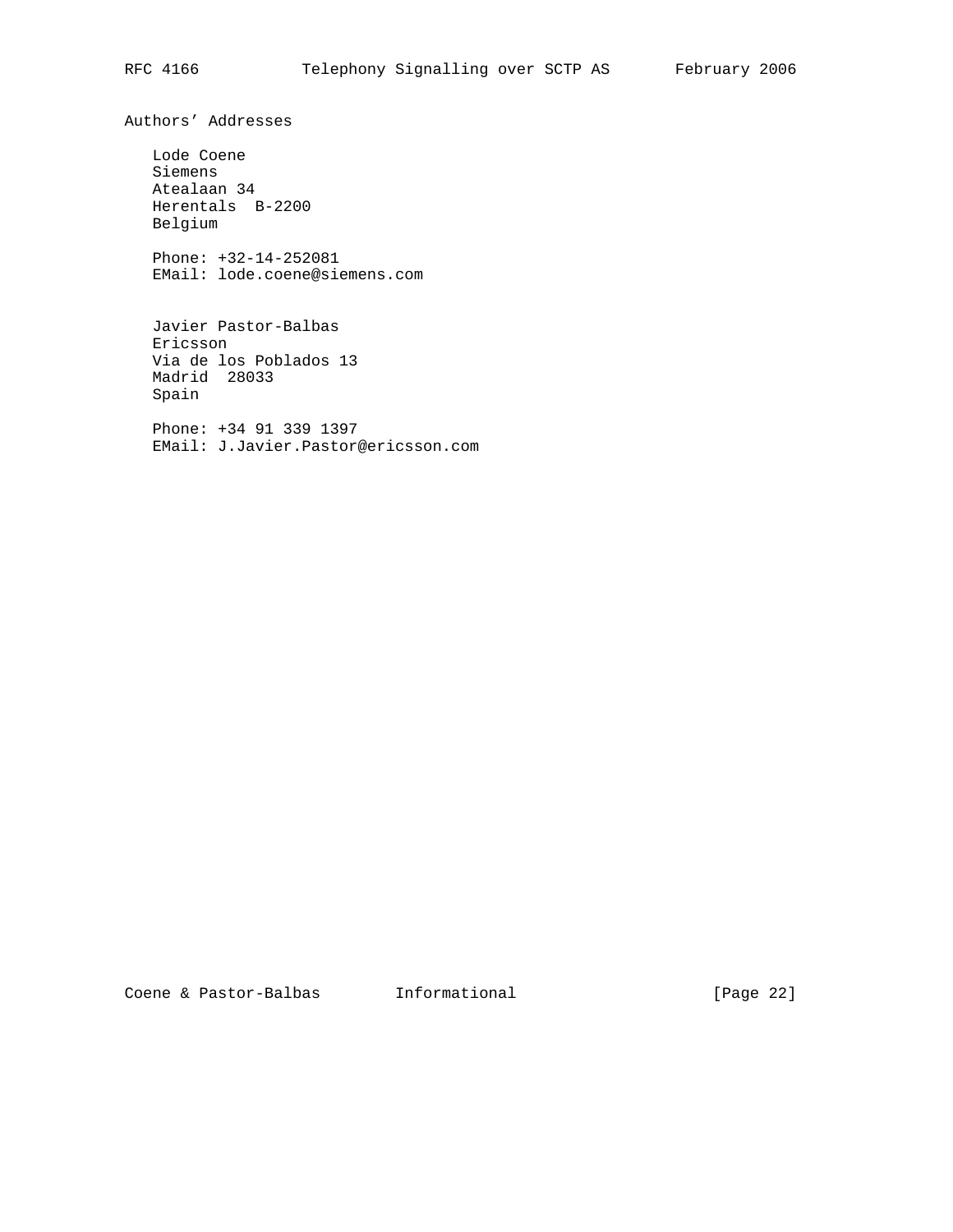## Authors' Addresses

Lode Coene
Siemens
Atealaan 34
Herentals  B-2200
Belgium

Phone: +32-14-252081
EMail: lode.coene@siemens.com

Javier Pastor-Balbas
Ericsson
Via de los Poblados 13
Madrid  28033
Spain

Phone: +34 91 339 1397
EMail: J.Javier.Pastor@ericsson.com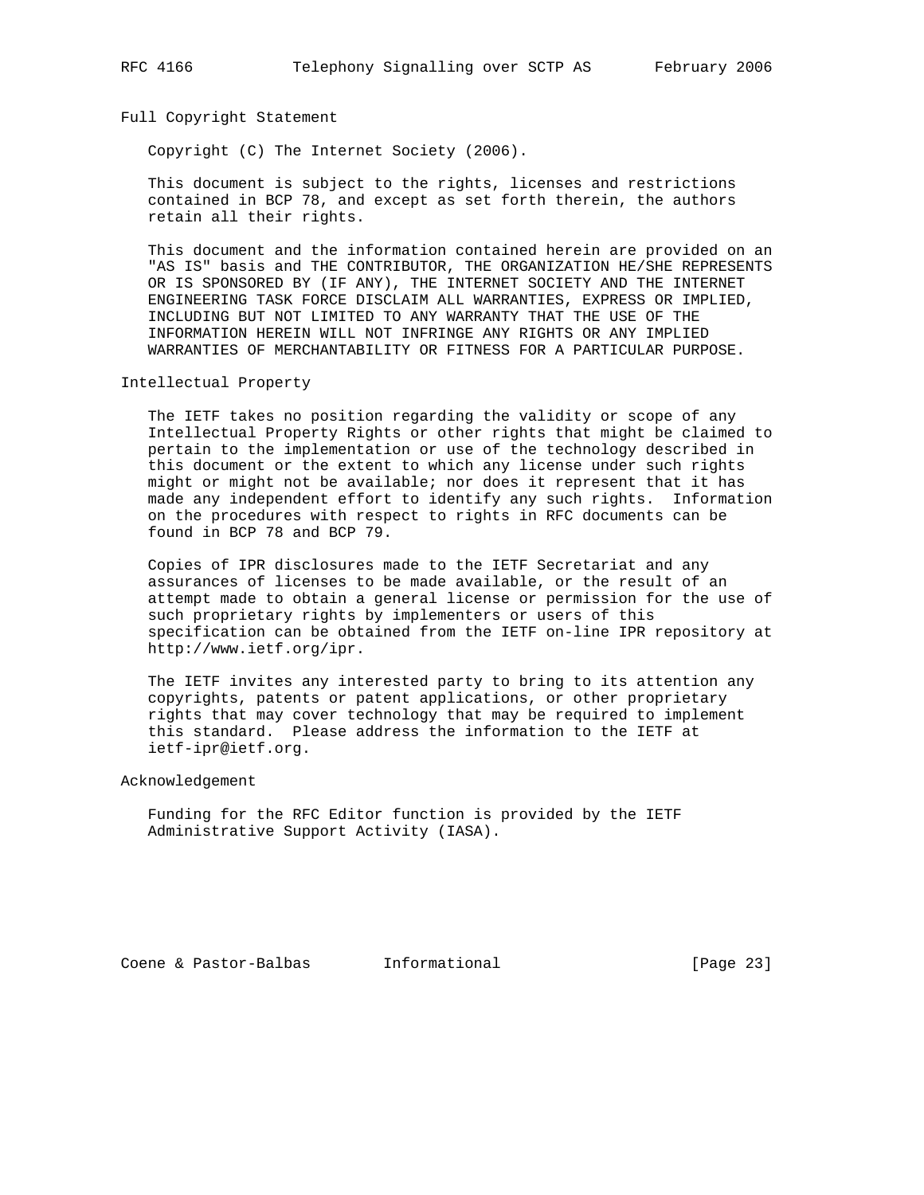## Full Copyright Statement

Copyright (C) The Internet Society (2006).

This document is subject to the rights, licenses and restrictions contained in BCP 78, and except as set forth therein, the authors retain all their rights.

This document and the information contained herein are provided on an "AS IS" basis and THE CONTRIBUTOR, THE ORGANIZATION HE/SHE REPRESENTS OR IS SPONSORED BY (IF ANY), THE INTERNET SOCIETY AND THE INTERNET ENGINEERING TASK FORCE DISCLAIM ALL WARRANTIES, EXPRESS OR IMPLIED, INCLUDING BUT NOT LIMITED TO ANY WARRANTY THAT THE USE OF THE INFORMATION HEREIN WILL NOT INFRINGE ANY RIGHTS OR ANY IMPLIED WARRANTIES OF MERCHANTABILITY OR FITNESS FOR A PARTICULAR PURPOSE.

## Intellectual Property

The IETF takes no position regarding the validity or scope of any Intellectual Property Rights or other rights that might be claimed to pertain to the implementation or use of the technology described in this document or the extent to which any license under such rights might or might not be available; nor does it represent that it has made any independent effort to identify any such rights. Information on the procedures with respect to rights in RFC documents can be found in BCP 78 and BCP 79.

Copies of IPR disclosures made to the IETF Secretariat and any assurances of licenses to be made available, or the result of an attempt made to obtain a general license or permission for the use of such proprietary rights by implementers or users of this specification can be obtained from the IETF on-line IPR repository at http://www.ietf.org/ipr.

The IETF invites any interested party to bring to its attention any copyrights, patents or patent applications, or other proprietary rights that may cover technology that may be required to implement this standard. Please address the information to the IETF at ietf-ipr@ietf.org.

## Acknowledgement

Funding for the RFC Editor function is provided by the IETF Administrative Support Activity (IASA).